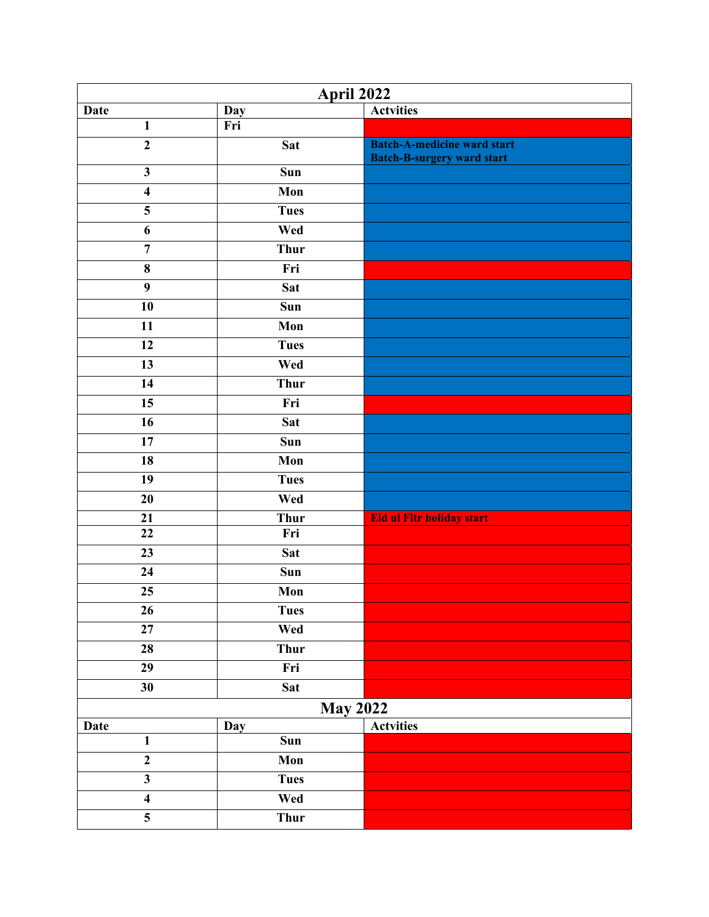| April 2022 | | |
|---|---|---|
| **Date** | **Day** | **Actvities** |
| 1 | Fri | |
| 2 | Sat | Batch-A-medicine ward start<br>Batch-B-surgery ward start |
| 3 | Sun | |
| 4 | Mon | |
| 5 | Tues | |
| 6 | Wed | |
| 7 | Thur | |
| 8 | Fri | |
| 9 | Sat | |
| 10 | Sun | |
| 11 | Mon | |
| 12 | Tues | |
| 13 | Wed | |
| 14 | Thur | |
| 15 | Fri | |
| 16 | Sat | |
| 17 | Sun | |
| 18 | Mon | |
| 19 | Tues | |
| 20 | Wed | |
| 21 | Thur | Eid ul Fitr holiday start |
| 22 | Fri | |
| 23 | Sat | |
| 24 | Sun | |
| 25 | Mon | |
| 26 | Tues | |
| 27 | Wed | |
| 28 | Thur | |
| 29 | Fri | |
| 30 | Sat | |

| May 2022 | | |
|---|---|---|
| **Date** | **Day** | **Actvities** |
| 1 | Sun | |
| 2 | Mon | |
| 3 | Tues | |
| 4 | Wed | |
| 5 | Thur | |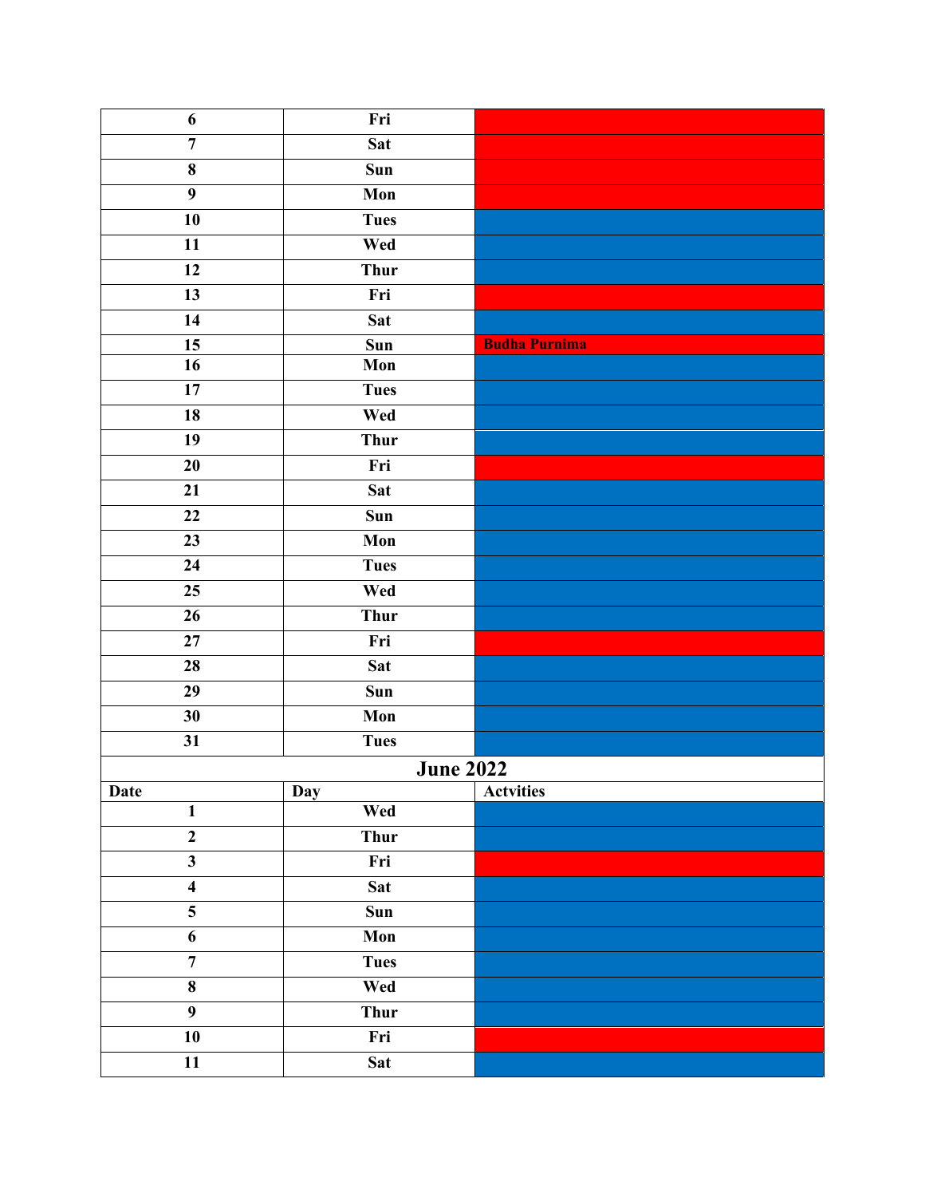| | | |
|---|---|---|
| 6 | Fri | |
| 7 | Sat | |
| 8 | Sun | |
| 9 | Mon | |
| 10 | Tues | |
| 11 | Wed | |
| 12 | Thur | |
| 13 | Fri | |
| 14 | Sat | |
| 15 | Sun | Budha Purnima |
| 16 | Mon | |
| 17 | Tues | |
| 18 | Wed | |
| 19 | Thur | |
| 20 | Fri | |
| 21 | Sat | |
| 22 | Sun | |
| 23 | Mon | |
| 24 | Tues | |
| 25 | Wed | |
| 26 | Thur | |
| 27 | Fri | |
| 28 | Sat | |
| 29 | Sun | |
| 30 | Mon | |
| 31 | Tues | |

## June 2022

| Date | Day | Actvities |
|---|---|---|
| 1 | Wed | |
| 2 | Thur | |
| 3 | Fri | |
| 4 | Sat | |
| 5 | Sun | |
| 6 | Mon | |
| 7 | Tues | |
| 8 | Wed | |
| 9 | Thur | |
| 10 | Fri | |
| 11 | Sat | |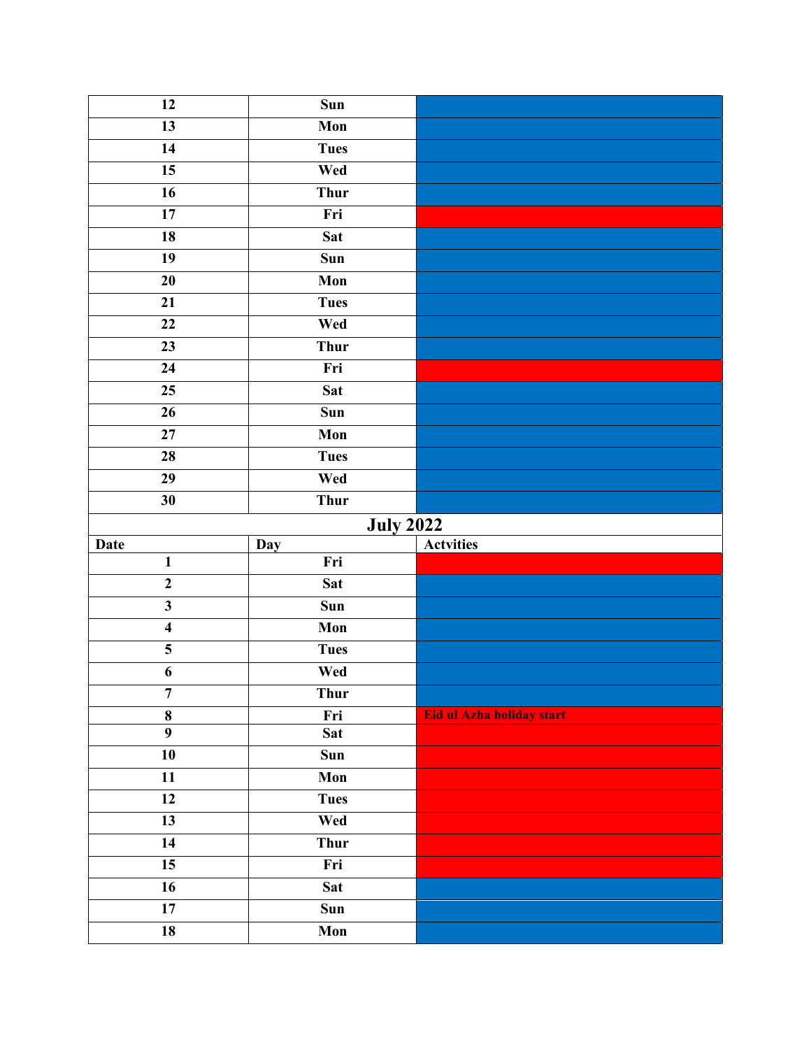| | | |
|---|---|---|
| 12 | Sun | |
| 13 | Mon | |
| 14 | Tues | |
| 15 | Wed | |
| 16 | Thur | |
| 17 | Fri | |
| 18 | Sat | |
| 19 | Sun | |
| 20 | Mon | |
| 21 | Tues | |
| 22 | Wed | |
| 23 | Thur | |
| 24 | Fri | |
| 25 | Sat | |
| 26 | Sun | |
| 27 | Mon | |
| 28 | Tues | |
| 29 | Wed | |
| 30 | Thur | |

## July 2022

| Date | Day | Actvities |
|---|---|---|
| 1 | Fri | |
| 2 | Sat | |
| 3 | Sun | |
| 4 | Mon | |
| 5 | Tues | |
| 6 | Wed | |
| 7 | Thur | |
| 8 | Fri | Eid ul Azha holiday start |
| 9 | Sat | |
| 10 | Sun | |
| 11 | Mon | |
| 12 | Tues | |
| 13 | Wed | |
| 14 | Thur | |
| 15 | Fri | |
| 16 | Sat | |
| 17 | Sun | |
| 18 | Mon | |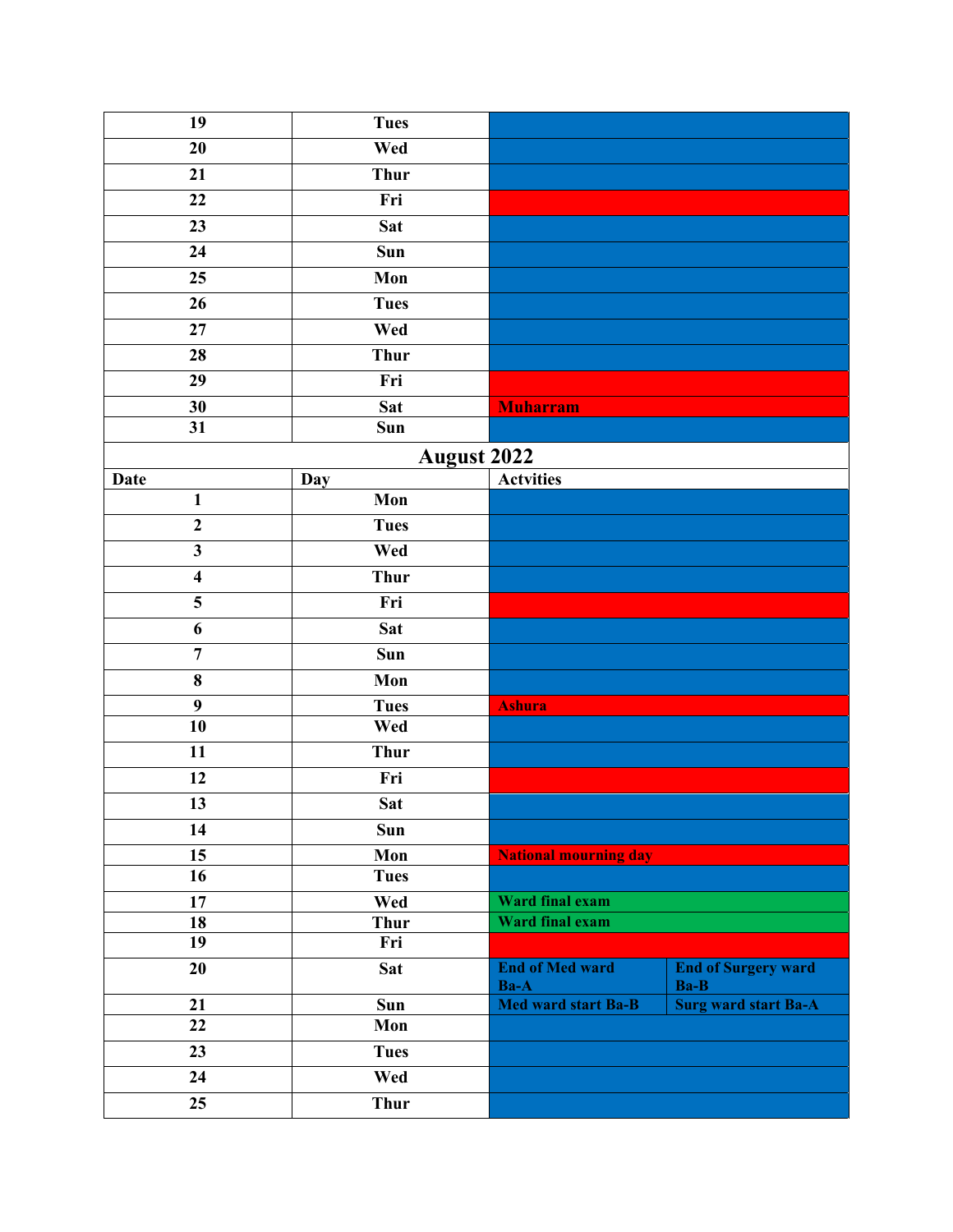| 19 | Tues | |
|---|---|---|
| 20 | Wed | |
| 21 | Thur | |
| 22 | Fri | |
| 23 | Sat | |
| 24 | Sun | |
| 25 | Mon | |
| 26 | Tues | |
| 27 | Wed | |
| 28 | Thur | |
| 29 | Fri | |
| 30 | Sat | Muharram |
| 31 | Sun | |

## August 2022

| Date | Day | Actvities | |
|---|---|---|---|
| 1 | Mon | | |
| 2 | Tues | | |
| 3 | Wed | | |
| 4 | Thur | | |
| 5 | Fri | | |
| 6 | Sat | | |
| 7 | Sun | | |
| 8 | Mon | | |
| 9 | Tues | Ashura | |
| 10 | Wed | | |
| 11 | Thur | | |
| 12 | Fri | | |
| 13 | Sat | | |
| 14 | Sun | | |
| 15 | Mon | National mourning day | |
| 16 | Tues | | |
| 17 | Wed | Ward final exam | |
| 18 | Thur | Ward final exam | |
| 19 | Fri | | |
| 20 | Sat | End of Med ward Ba-A | End of Surgery ward Ba-B |
| 21 | Sun | Med ward start Ba-B | Surg ward start Ba-A |
| 22 | Mon | | |
| 23 | Tues | | |
| 24 | Wed | | |
| 25 | Thur | | |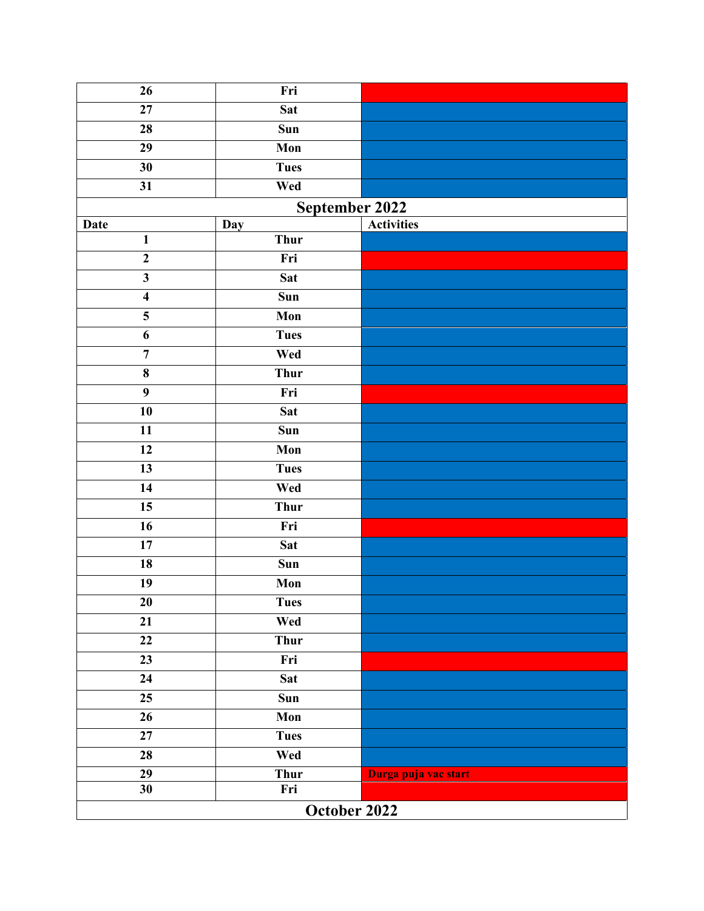| 26 | Fri | |
|---|---|---|
| 27 | Sat | |
| 28 | Sun | |
| 29 | Mon | |
| 30 | Tues | |
| 31 | Wed | |

## September 2022

| Date | Day | Activities |
|---|---|---|
| 1 | Thur | |
| 2 | Fri | |
| 3 | Sat | |
| 4 | Sun | |
| 5 | Mon | |
| 6 | Tues | |
| 7 | Wed | |
| 8 | Thur | |
| 9 | Fri | |
| 10 | Sat | |
| 11 | Sun | |
| 12 | Mon | |
| 13 | Tues | |
| 14 | Wed | |
| 15 | Thur | |
| 16 | Fri | |
| 17 | Sat | |
| 18 | Sun | |
| 19 | Mon | |
| 20 | Tues | |
| 21 | Wed | |
| 22 | Thur | |
| 23 | Fri | |
| 24 | Sat | |
| 25 | Sun | |
| 26 | Mon | |
| 27 | Tues | |
| 28 | Wed | |
| 29 | Thur | Durga puja vac start |
| 30 | Fri | |

## October 2022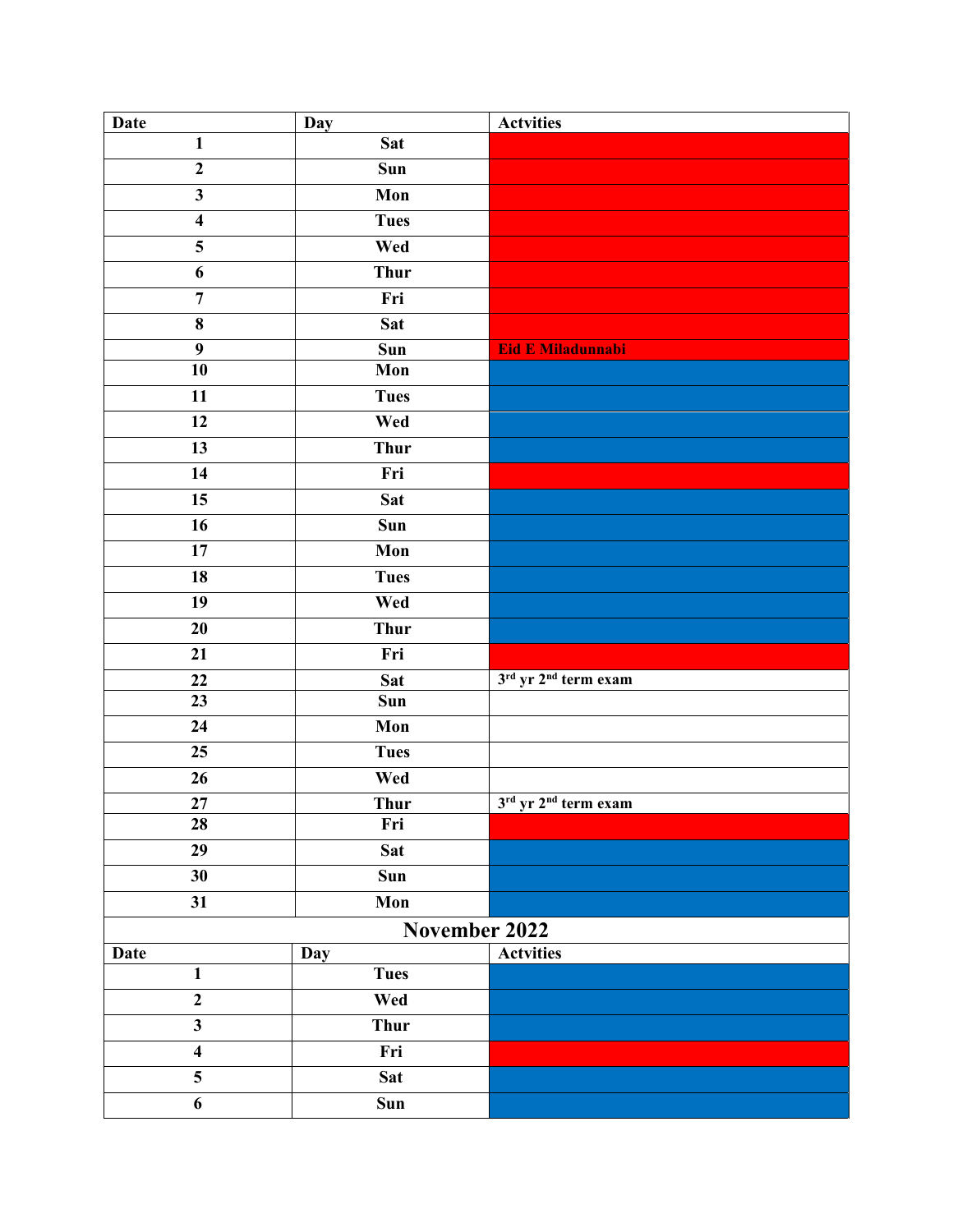| Date | Day | Actvities |
|---|---|---|
| 1 | Sat | |
| 2 | Sun | |
| 3 | Mon | |
| 4 | Tues | |
| 5 | Wed | |
| 6 | Thur | |
| 7 | Fri | |
| 8 | Sat | |
| 9 | Sun | Eid E Miladunnabi |
| 10 | Mon | |
| 11 | Tues | |
| 12 | Wed | |
| 13 | Thur | |
| 14 | Fri | |
| 15 | Sat | |
| 16 | Sun | |
| 17 | Mon | |
| 18 | Tues | |
| 19 | Wed | |
| 20 | Thur | |
| 21 | Fri | |
| 22 | Sat | 3rd yr 2nd term exam |
| 23 | Sun | |
| 24 | Mon | |
| 25 | Tues | |
| 26 | Wed | |
| 27 | Thur | 3rd yr 2nd term exam |
| 28 | Fri | |
| 29 | Sat | |
| 30 | Sun | |
| 31 | Mon | |

## November 2022

| Date | Day | Actvities |
|---|---|---|
| 1 | Tues | |
| 2 | Wed | |
| 3 | Thur | |
| 4 | Fri | |
| 5 | Sat | |
| 6 | Sun | |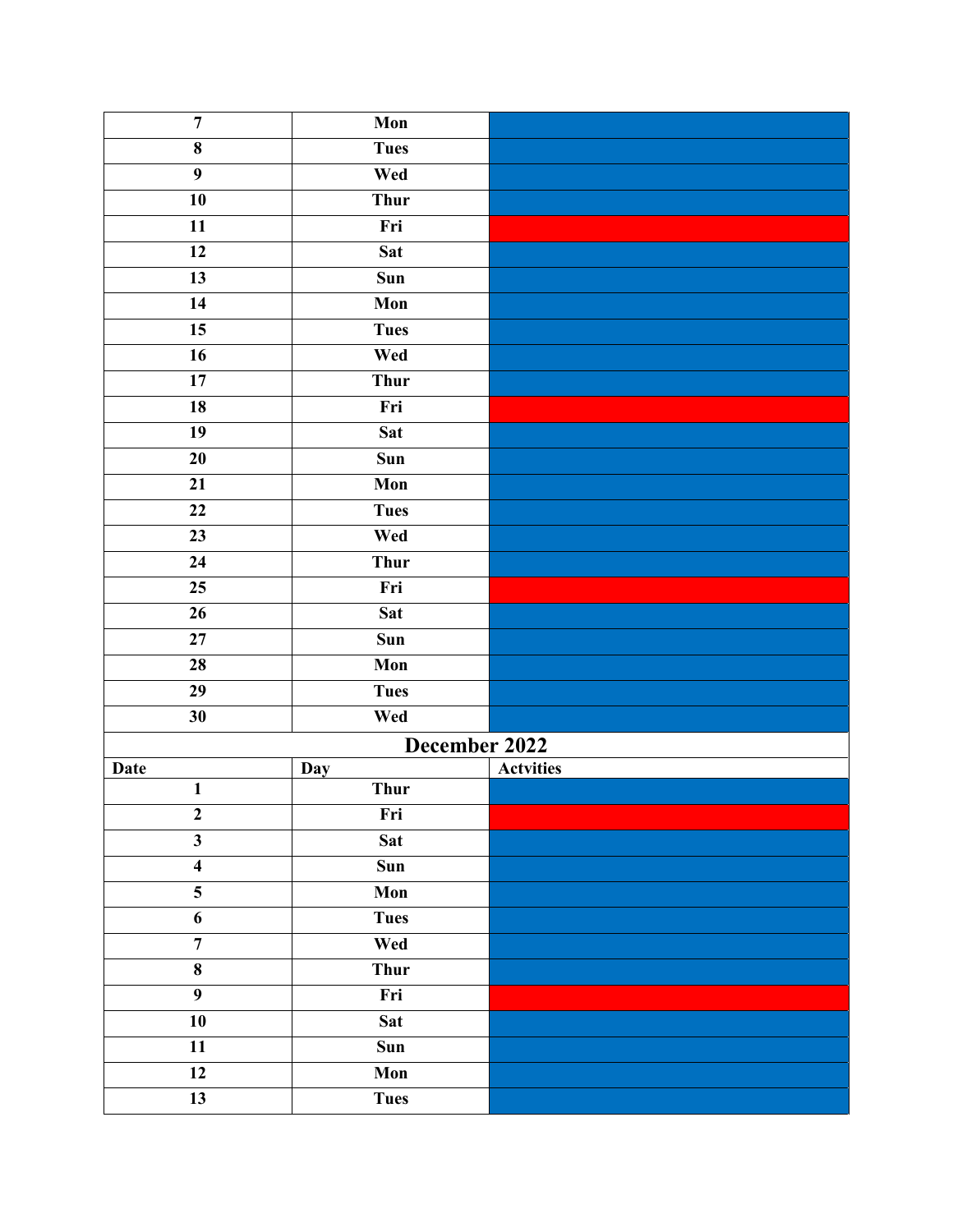| 7 | Mon | |
|---|---|---|
| 8 | Tues | |
| 9 | Wed | |
| 10 | Thur | |
| 11 | Fri | |
| 12 | Sat | |
| 13 | Sun | |
| 14 | Mon | |
| 15 | Tues | |
| 16 | Wed | |
| 17 | Thur | |
| 18 | Fri | |
| 19 | Sat | |
| 20 | Sun | |
| 21 | Mon | |
| 22 | Tues | |
| 23 | Wed | |
| 24 | Thur | |
| 25 | Fri | |
| 26 | Sat | |
| 27 | Sun | |
| 28 | Mon | |
| 29 | Tues | |
| 30 | Wed | |

## December 2022

| Date | Day | Actvities |
|---|---|---|
| 1 | Thur | |
| 2 | Fri | |
| 3 | Sat | |
| 4 | Sun | |
| 5 | Mon | |
| 6 | Tues | |
| 7 | Wed | |
| 8 | Thur | |
| 9 | Fri | |
| 10 | Sat | |
| 11 | Sun | |
| 12 | Mon | |
| 13 | Tues | |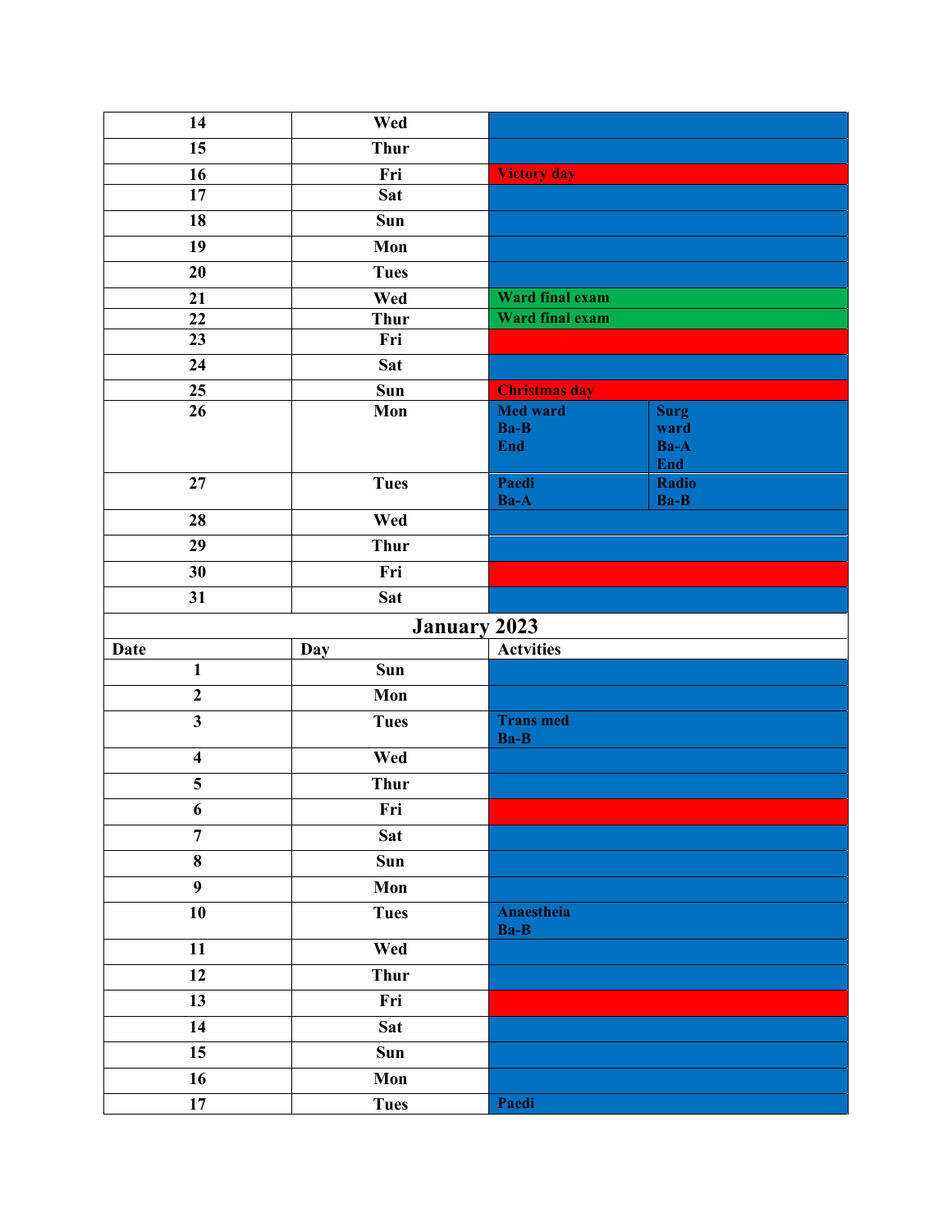| | | | |
|---|---|---|---|
| 14 | Wed | | |
| 15 | Thur | | |
| 16 | Fri | Victory day | |
| 17 | Sat | | |
| 18 | Sun | | |
| 19 | Mon | | |
| 20 | Tues | | |
| 21 | Wed | Ward final exam | |
| 22 | Thur | Ward final exam | |
| 23 | Fri | | |
| 24 | Sat | | |
| 25 | Sun | Christmas day | |
| 26 | Mon | Med ward Ba-B End | Surg ward Ba-A End |
| 27 | Tues | Paedi Ba-A | Radio Ba-B |
| 28 | Wed | | |
| 29 | Thur | | |
| 30 | Fri | | |
| 31 | Sat | | |

## January 2023

| Date | Day | Actvities |
|---|---|---|
| 1 | Sun | |
| 2 | Mon | |
| 3 | Tues | Trans med Ba-B |
| 4 | Wed | |
| 5 | Thur | |
| 6 | Fri | |
| 7 | Sat | |
| 8 | Sun | |
| 9 | Mon | |
| 10 | Tues | Anaestheia Ba-B |
| 11 | Wed | |
| 12 | Thur | |
| 13 | Fri | |
| 14 | Sat | |
| 15 | Sun | |
| 16 | Mon | |
| 17 | Tues | Paedi |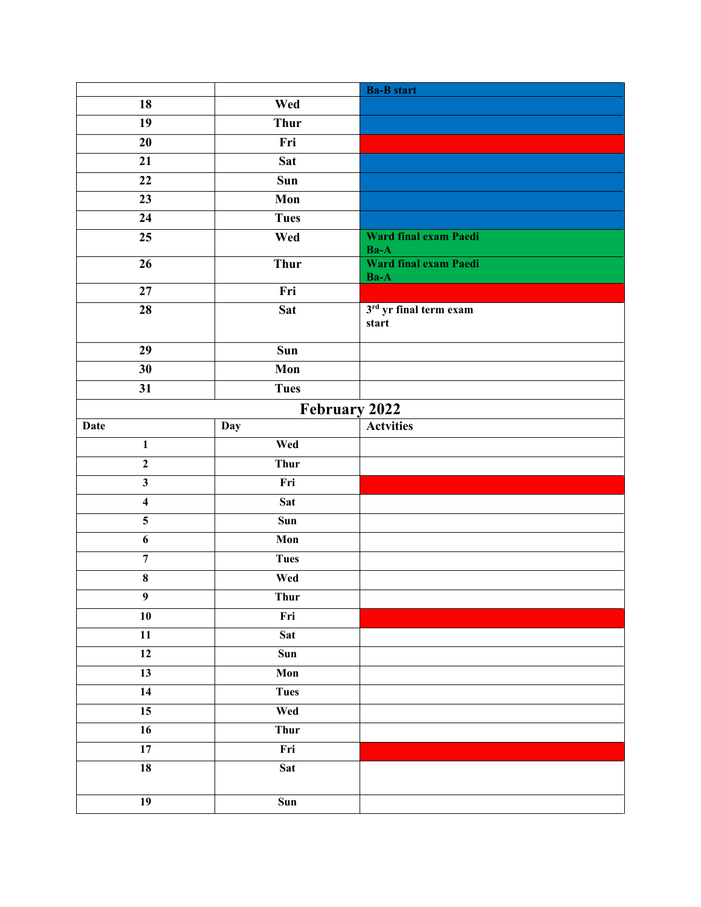| | | Ba-B start |
|---|---|---|
| 18 | Wed | |
| 19 | Thur | |
| 20 | Fri | |
| 21 | Sat | |
| 22 | Sun | |
| 23 | Mon | |
| 24 | Tues | |
| 25 | Wed | Ward final exam Paedi Ba-A |
| 26 | Thur | Ward final exam Paedi Ba-A |
| 27 | Fri | |
| 28 | Sat | 3rd yr final term exam start |
| 29 | Sun | |
| 30 | Mon | |
| 31 | Tues | |

## February 2022

| Date | Day | Actvities |
|---|---|---|
| 1 | Wed | |
| 2 | Thur | |
| 3 | Fri | |
| 4 | Sat | |
| 5 | Sun | |
| 6 | Mon | |
| 7 | Tues | |
| 8 | Wed | |
| 9 | Thur | |
| 10 | Fri | |
| 11 | Sat | |
| 12 | Sun | |
| 13 | Mon | |
| 14 | Tues | |
| 15 | Wed | |
| 16 | Thur | |
| 17 | Fri | |
| 18 | Sat | |
| 19 | Sun | |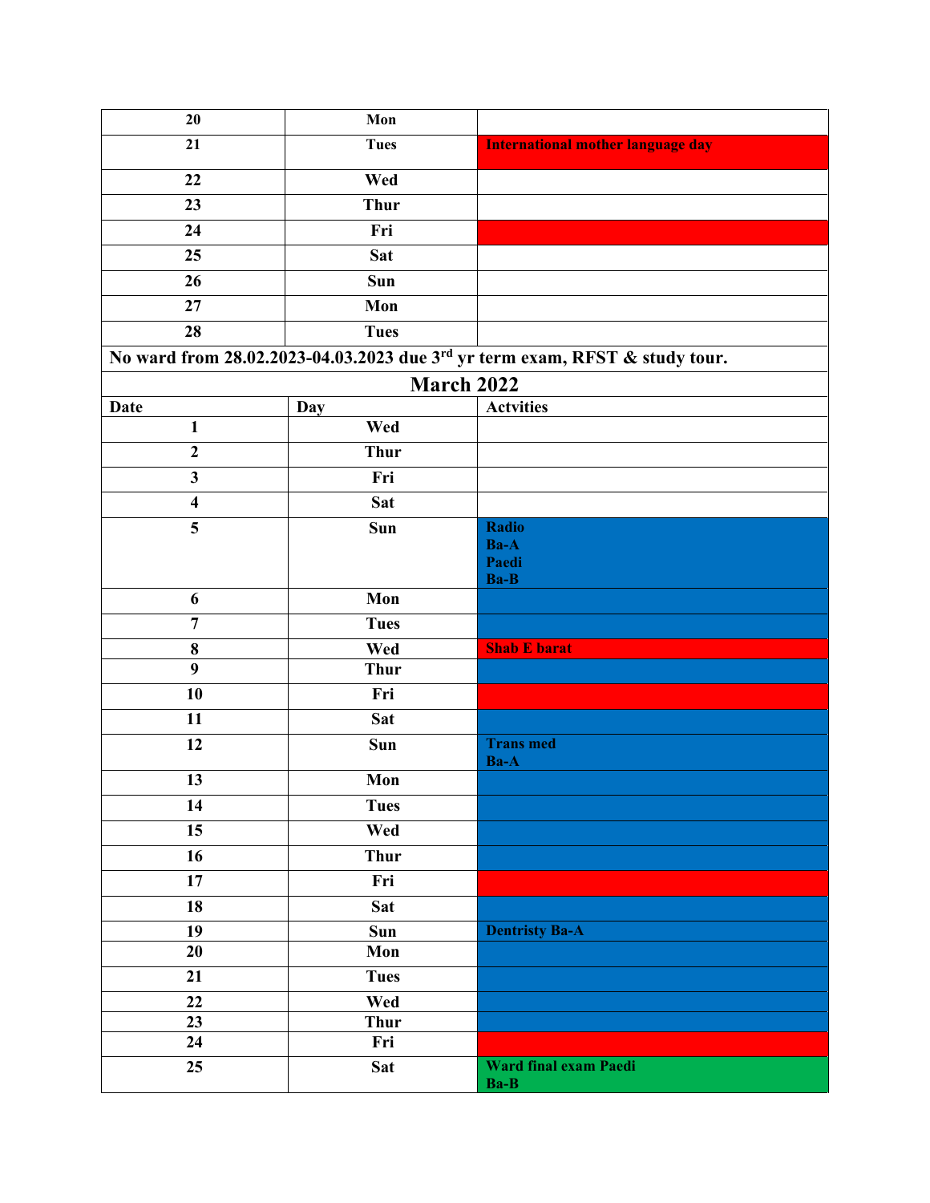| | | |
|---|---|---|
| 20 | Mon | |
| 21 | Tues | International mother language day |
| 22 | Wed | |
| 23 | Thur | |
| 24 | Fri | |
| 25 | Sat | |
| 26 | Sun | |
| 27 | Mon | |
| 28 | Tues | |

**No ward from 28.02.2023-04.03.2023 due 3rd yr term exam, RFST & study tour.**

## March 2022

| Date | Day | Actvities |
|---|---|---|
| 1 | Wed | |
| 2 | Thur | |
| 3 | Fri | |
| 4 | Sat | |
| 5 | Sun | Radio<br>Ba-A<br>Paedi<br>Ba-B |
| 6 | Mon | |
| 7 | Tues | |
| 8 | Wed | Shab E barat |
| 9 | Thur | |
| 10 | Fri | |
| 11 | Sat | |
| 12 | Sun | Trans med<br>Ba-A |
| 13 | Mon | |
| 14 | Tues | |
| 15 | Wed | |
| 16 | Thur | |
| 17 | Fri | |
| 18 | Sat | |
| 19 | Sun | Dentristy Ba-A |
| 20 | Mon | |
| 21 | Tues | |
| 22 | Wed | |
| 23 | Thur | |
| 24 | Fri | |
| 25 | Sat | Ward final exam Paedi<br>Ba-B |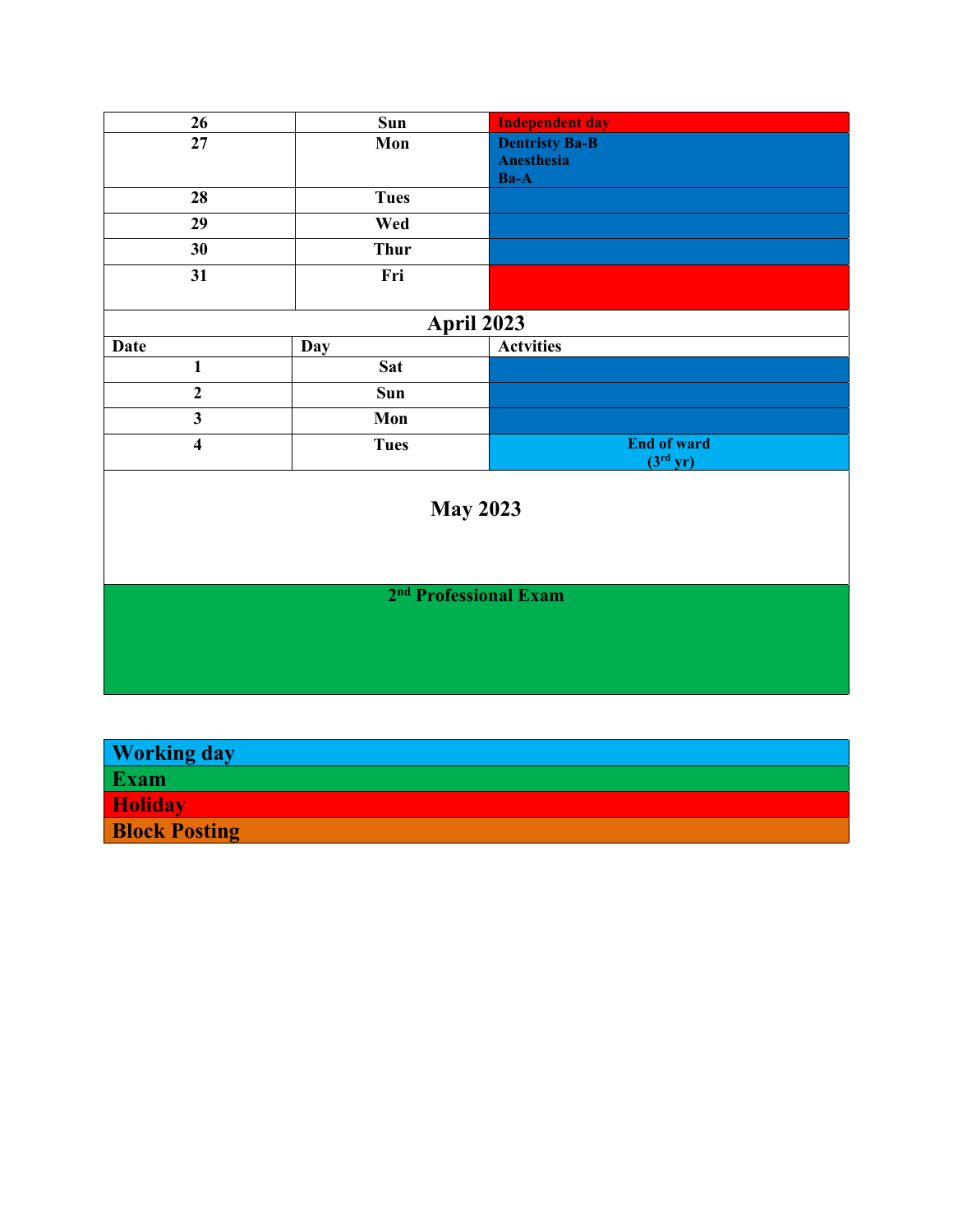| | | |
|---|---|---|
| 26 | Sun | Independent day |
| 27 | Mon | Dentristy Ba-B<br>Anesthesia<br>Ba-A |
| 28 | Tues | |
| 29 | Wed | |
| 30 | Thur | |
| 31 | Fri | |

## April 2023

| Date | Day | Actvities |
|---|---|---|
| 1 | Sat | |
| 2 | Sun | |
| 3 | Mon | |
| 4 | Tues | End of ward<br>(3rd yr) |

## May 2023

**2nd Professional Exam**

| |
|---|
| Working day |
| Exam |
| Holiday |
| Block Posting |